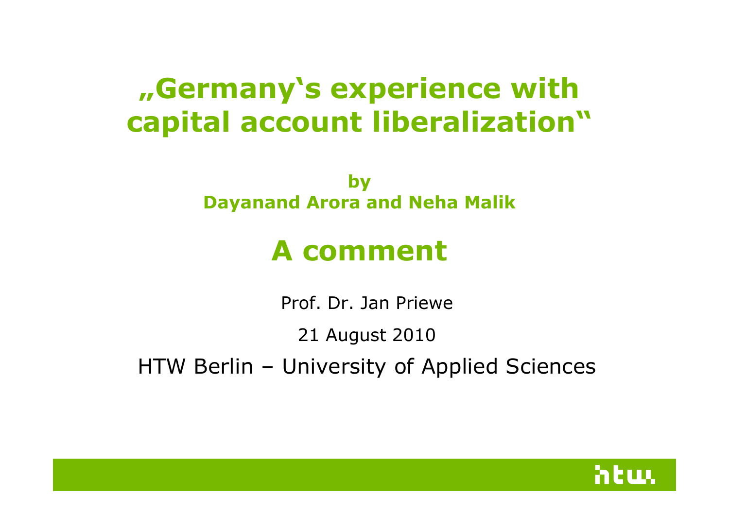# „Germany's experience with capital account liberalization"

**by**
**Dayanand Arora and Neha Malik**

## A comment

Prof. Dr. Jan Priewe

21 August 2010

HTW Berlin – University of Applied Sciences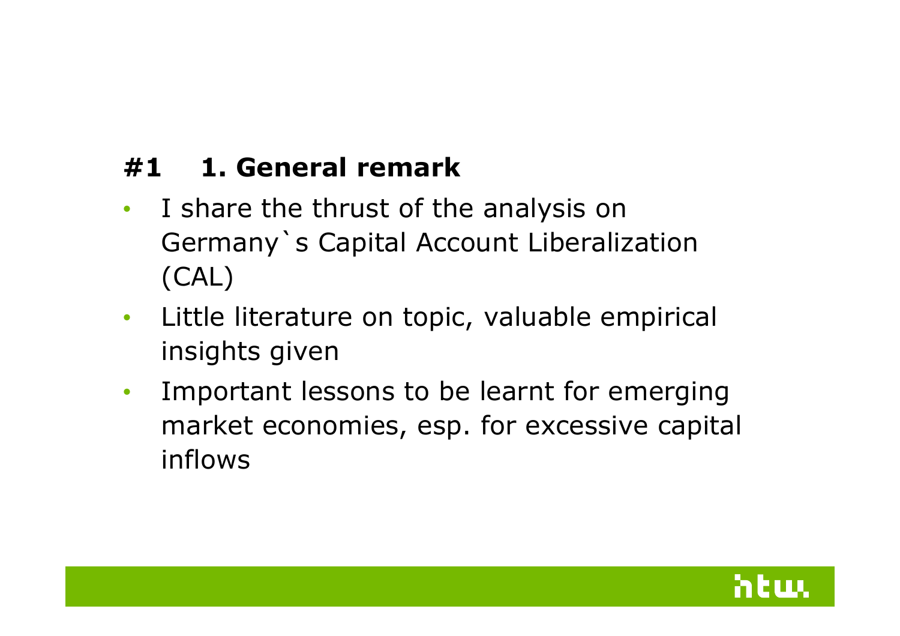## #1 1. General remark

- I share the thrust of the analysis on Germany`s Capital Account Liberalization (CAL)
- Little literature on topic, valuable empirical insights given
- Important lessons to be learnt for emerging market economies, esp. for excessive capital inflows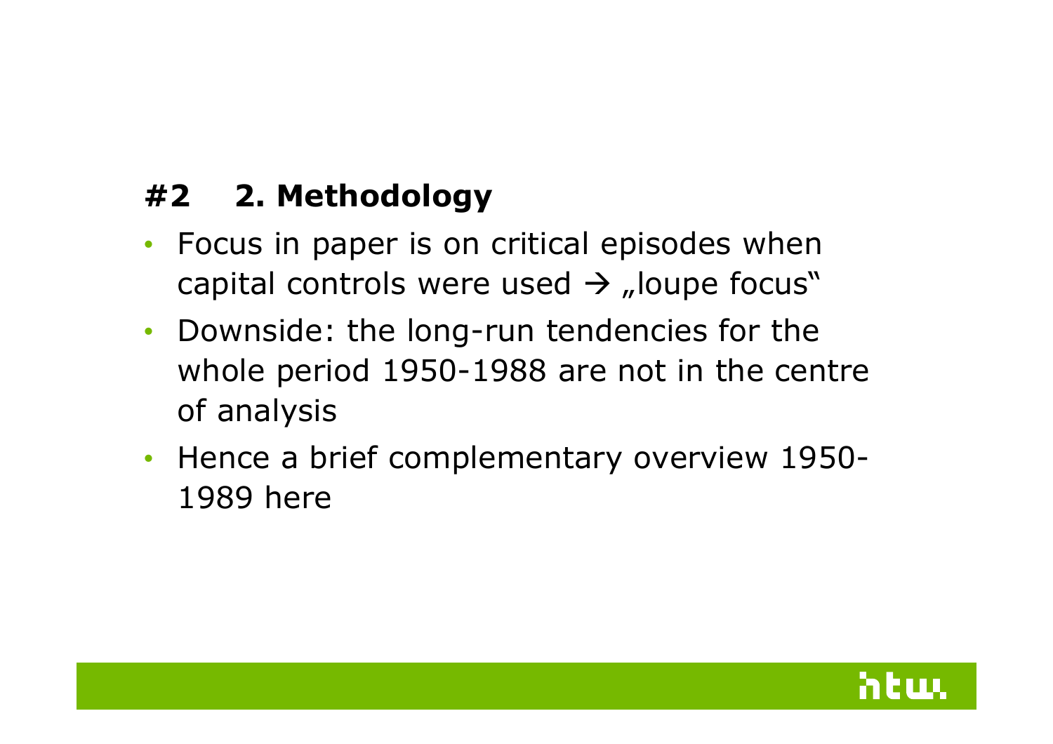## #2 2. Methodology

- Focus in paper is on critical episodes when capital controls were used → „loupe focus"
- Downside: the long-run tendencies for the whole period 1950-1988 are not in the centre of analysis
- Hence a brief complementary overview 1950-1989 here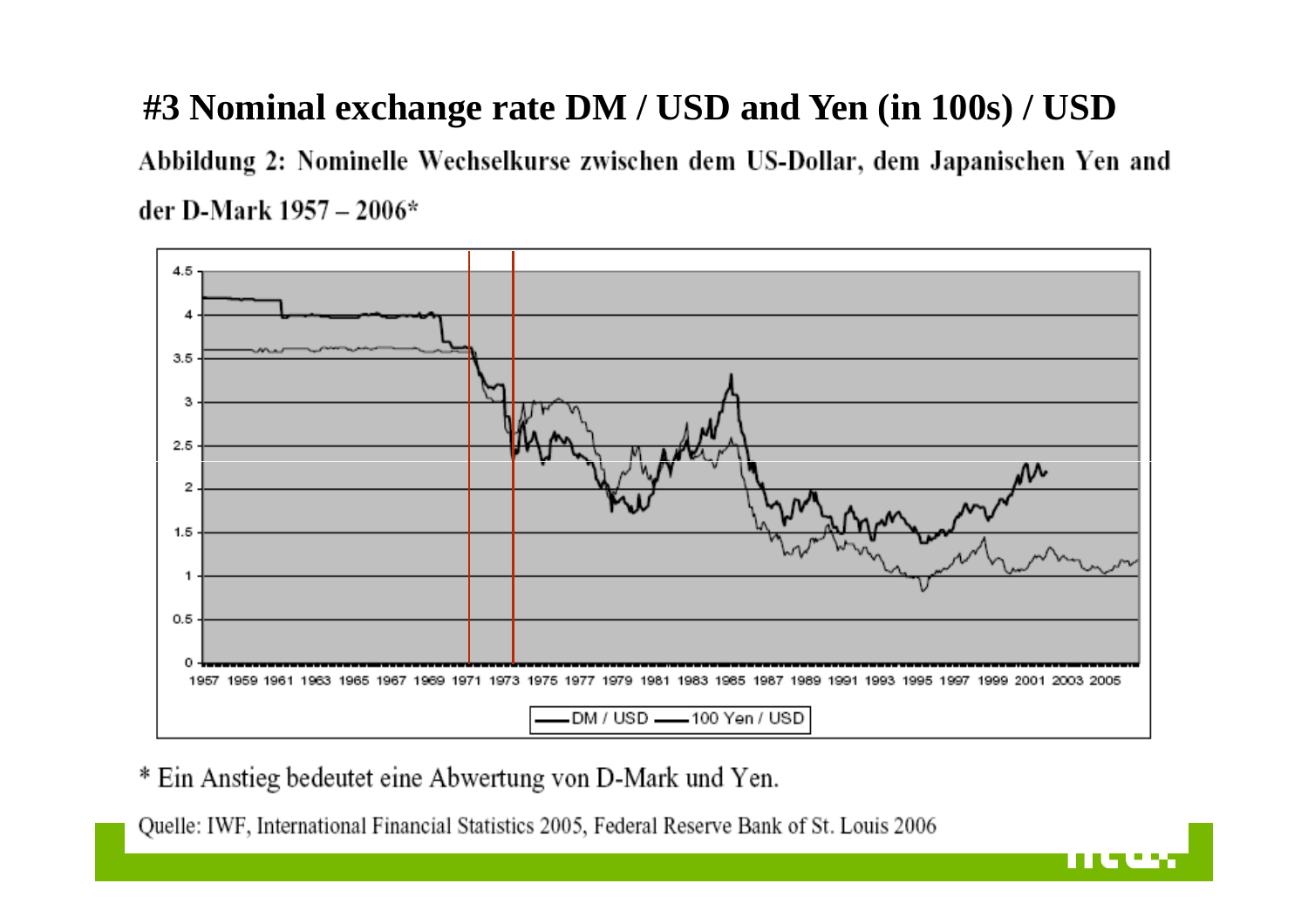# #3 Nominal exchange rate DM / USD and Yen (in 100s) / USD

**Abbildung 2: Nominelle Wechselkurse zwischen dem US-Dollar, dem Japanischen Yen and der D-Mark 1957 – 2006***

\* Ein Anstieg bedeutet eine Abwertung von D-Mark und Yen.

Quelle: IWF, International Financial Statistics 2005, Federal Reserve Bank of St. Louis 2006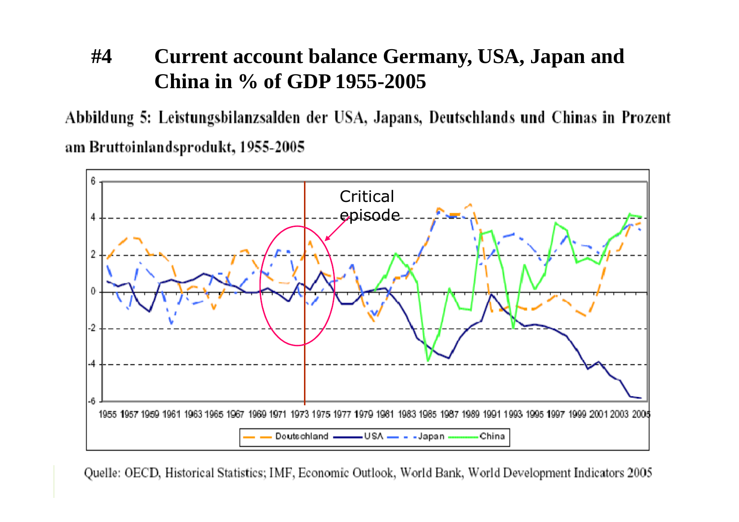# #4 Current account balance Germany, USA, Japan and China in % of GDP 1955-2005

Abbildung 5: Leistungsbilanzsalden der USA, Japans, Deutschlands und Chinas in Prozent am Bruttoinlandsprodukt, 1955-2005

Quelle: OECD, Historical Statistics; IMF, Economic Outlook, World Bank, World Development Indicators 2005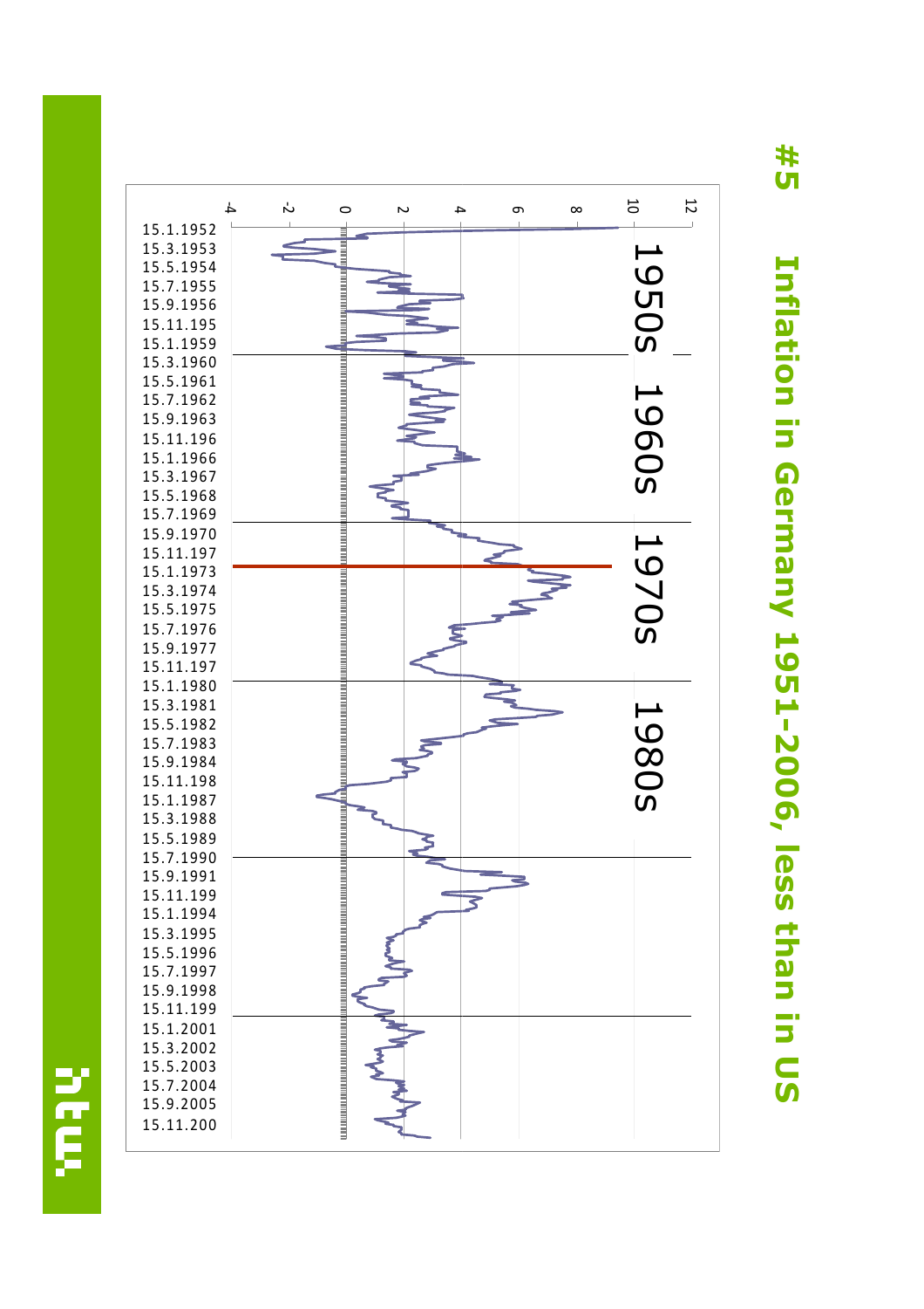# #5 Inflation in Germany 1951-2006, less than in US

-4 -2 0 2 4 6 8 10 12

1950s 1960s 1970s 1980s

15.1.1952
15.3.1953
15.5.1954
15.7.1955
15.9.1956
15.11.195
15.1.1959
15.3.1960
15.5.1961
15.7.1962
15.9.1963
15.11.196
15.1.1966
15.3.1967
15.5.1968
15.7.1969
15.9.1970
15.11.197
15.1.1973
15.3.1974
15.5.1975
15.7.1976
15.9.1977
15.11.197
15.1.1980
15.3.1981
15.5.1982
15.7.1983
15.9.1984
15.11.198
15.1.1987
15.3.1988
15.5.1989
15.7.1990
15.9.1991
15.11.199
15.1.1994
15.3.1995
15.5.1996
15.7.1997
15.9.1998
15.11.199
15.1.2001
15.3.2002
15.5.2003
15.7.2004
15.9.2005
15.11.200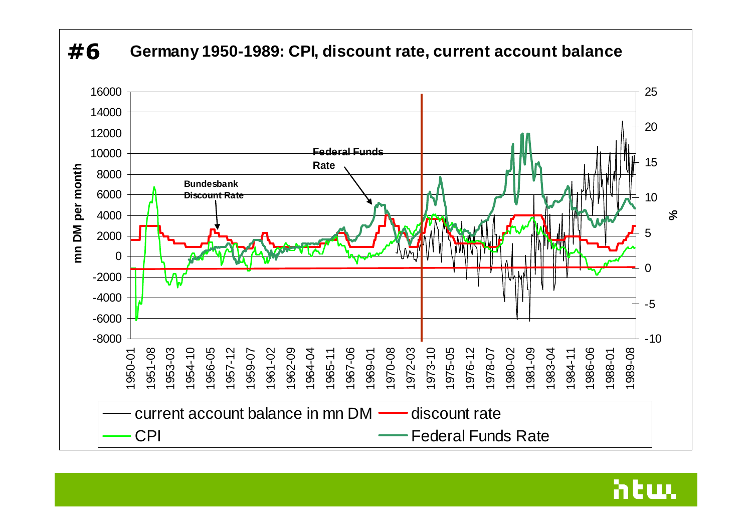# #6 Germany 1950-1989: CPI, discount rate, current account balance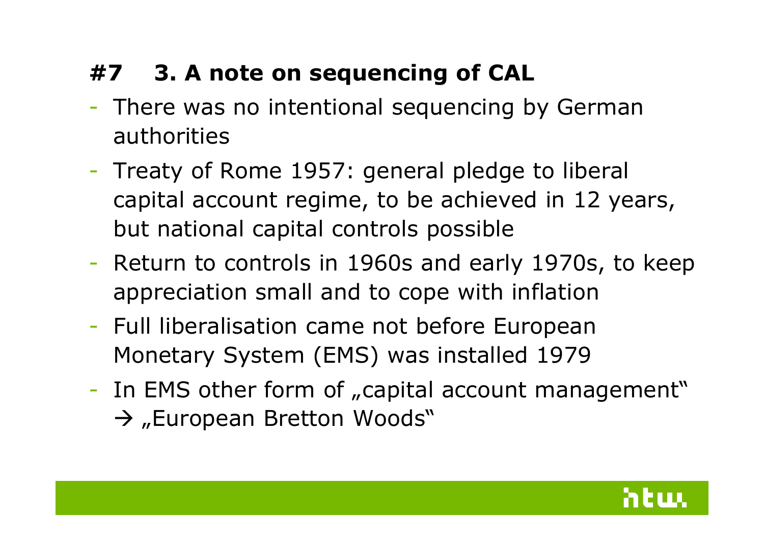## #7 3. A note on sequencing of CAL

- There was no intentional sequencing by German authorities
- Treaty of Rome 1957: general pledge to liberal capital account regime, to be achieved in 12 years, but national capital controls possible
- Return to controls in 1960s and early 1970s, to keep appreciation small and to cope with inflation
- Full liberalisation came not before European Monetary System (EMS) was installed 1979
- In EMS other form of „capital account management" → „European Bretton Woods"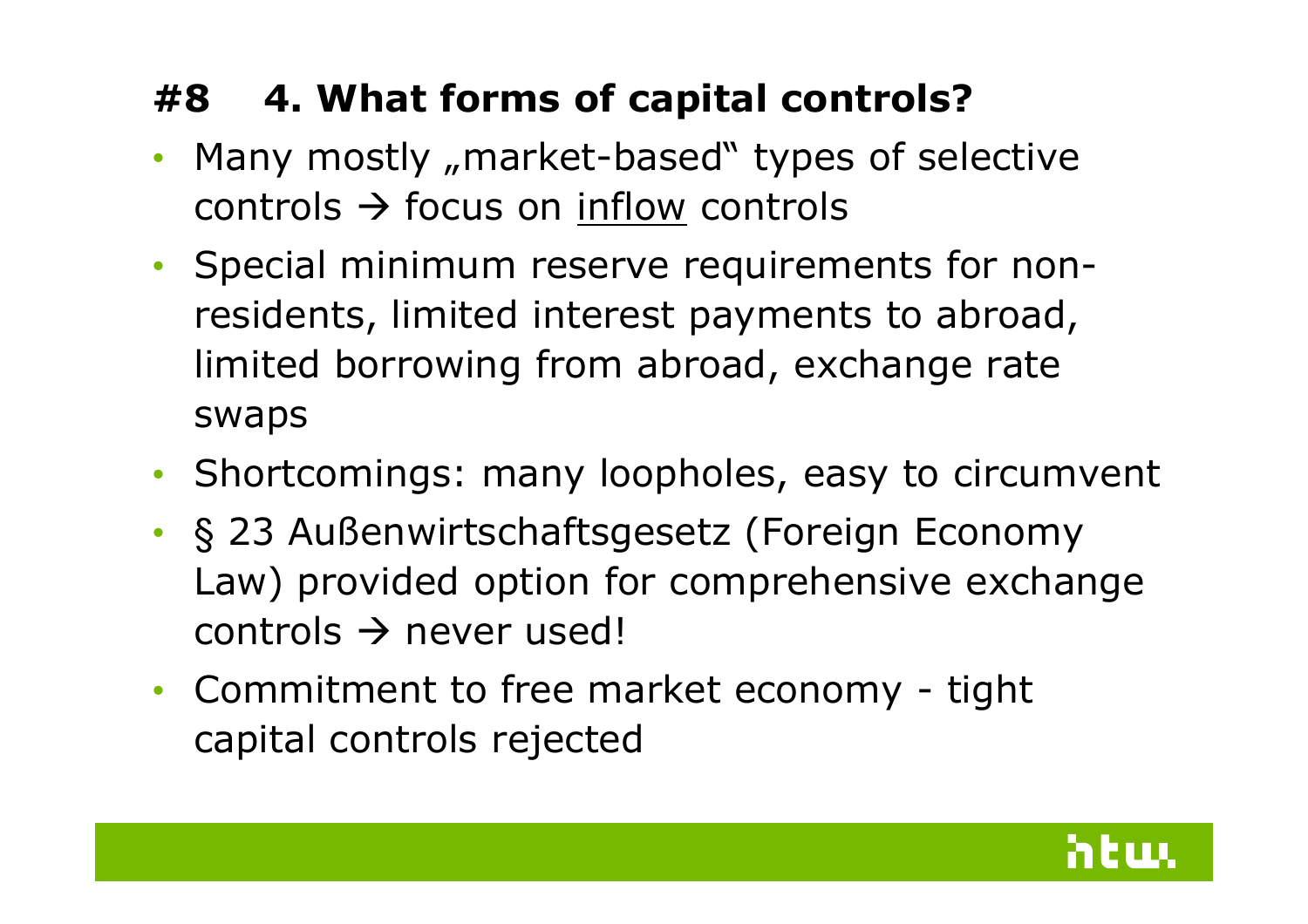## #8 4. What forms of capital controls?

- Many mostly „market-based" types of selective controls → focus on <u>inflow</u> controls
- Special minimum reserve requirements for non-residents, limited interest payments to abroad, limited borrowing from abroad, exchange rate swaps
- Shortcomings: many loopholes, easy to circumvent
- § 23 Außenwirtschaftsgesetz (Foreign Economy Law) provided option for comprehensive exchange controls → never used!
- Commitment to free market economy - tight capital controls rejected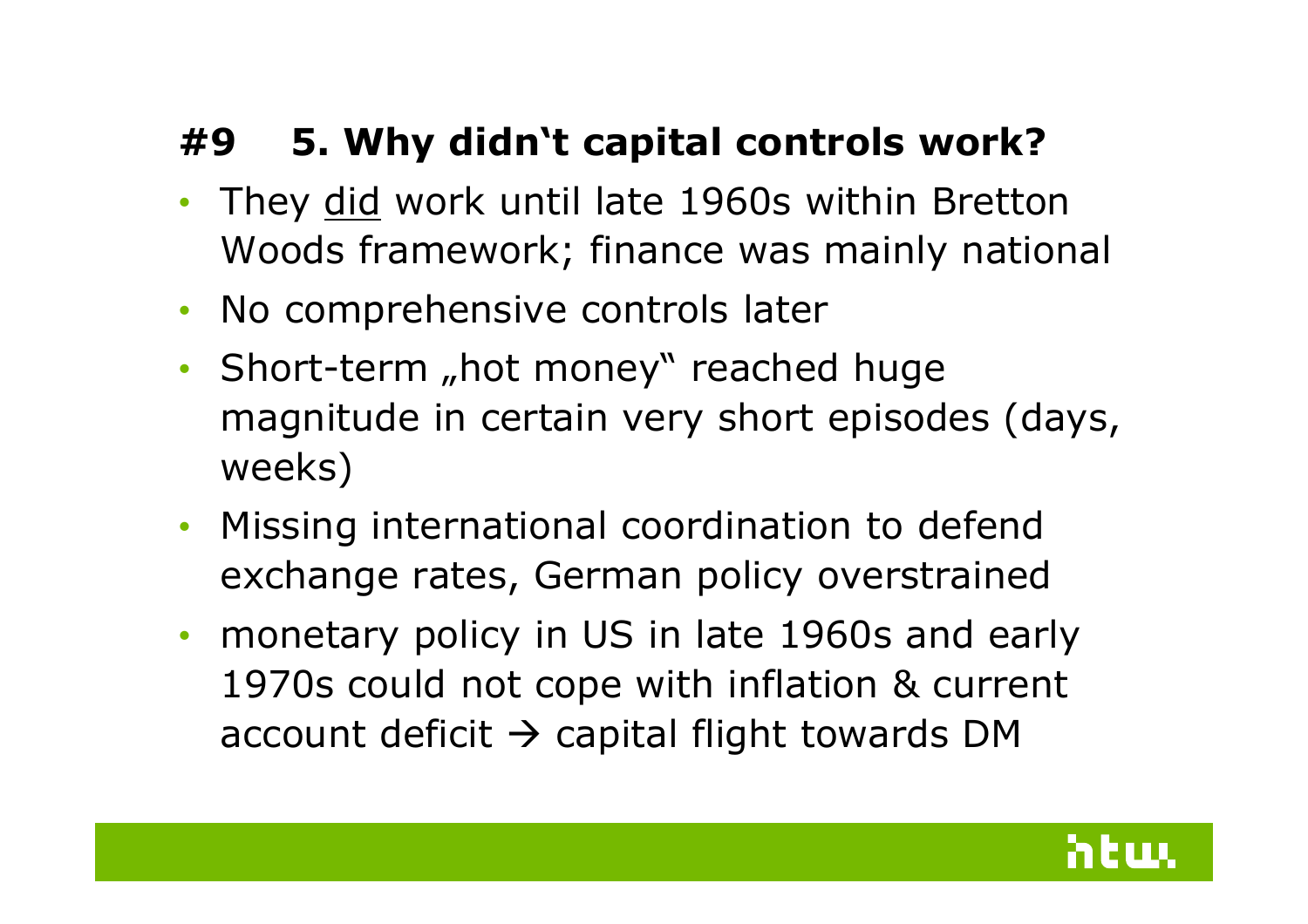## #9 5. Why didn‘t capital controls work?

- They <u>did</u> work until late 1960s within Bretton Woods framework; finance was mainly national
- No comprehensive controls later
- Short-term „hot money“ reached huge magnitude in certain very short episodes (days, weeks)
- Missing international coordination to defend exchange rates, German policy overstrained
- monetary policy in US in late 1960s and early 1970s could not cope with inflation & current account deficit → capital flight towards DM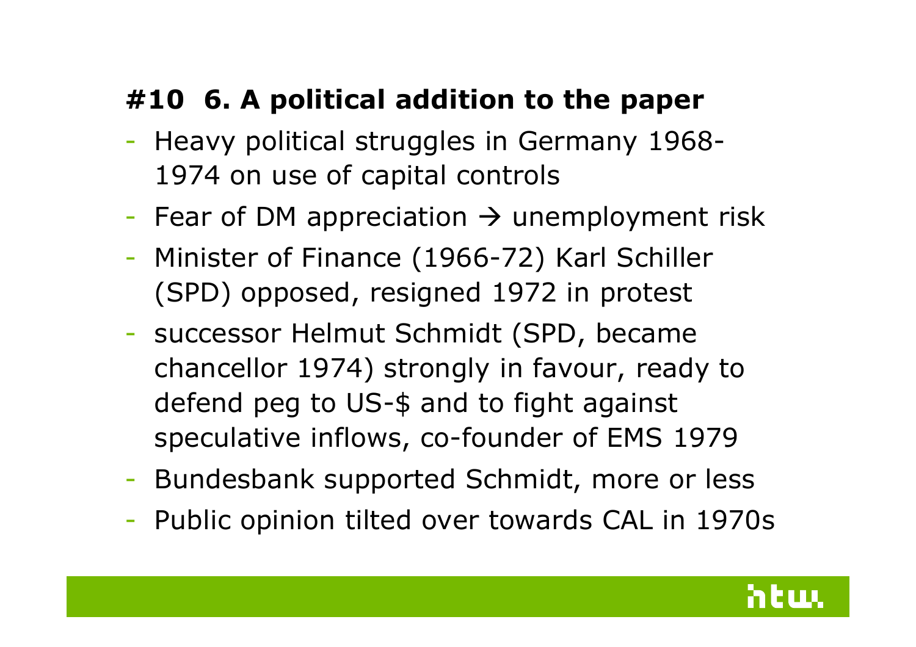## #10 6. A political addition to the paper

- Heavy political struggles in Germany 1968-1974 on use of capital controls
- Fear of DM appreciation → unemployment risk
- Minister of Finance (1966-72) Karl Schiller (SPD) opposed, resigned 1972 in protest
- successor Helmut Schmidt (SPD, became chancellor 1974) strongly in favour, ready to defend peg to US-$ and to fight against speculative inflows, co-founder of EMS 1979
- Bundesbank supported Schmidt, more or less
- Public opinion tilted over towards CAL in 1970s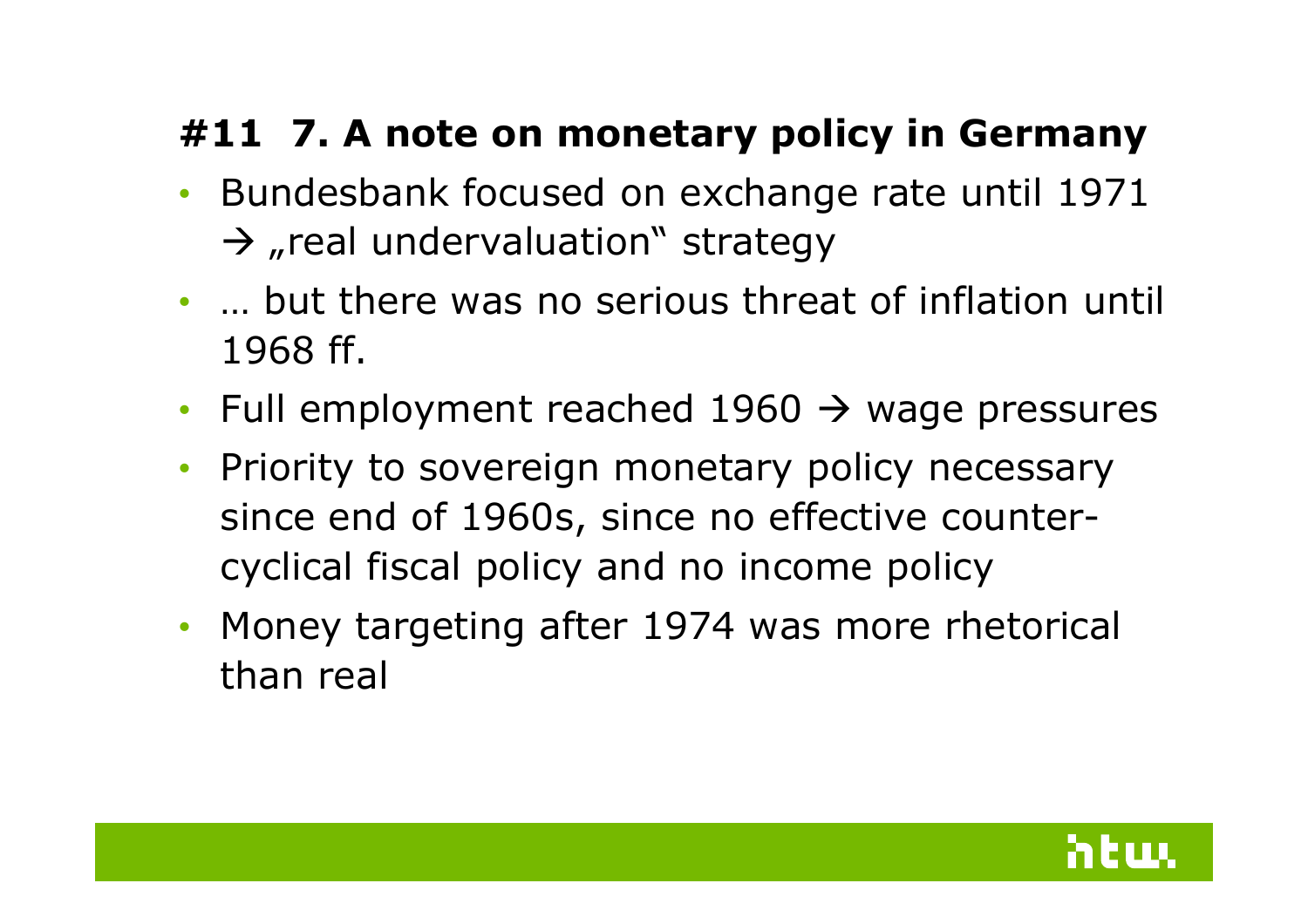## #11 7. A note on monetary policy in Germany

- Bundesbank focused on exchange rate until 1971 → „real undervaluation" strategy
- … but there was no serious threat of inflation until 1968 ff.
- Full employment reached 1960 → wage pressures
- Priority to sovereign monetary policy necessary since end of 1960s, since no effective counter-cyclical fiscal policy and no income policy
- Money targeting after 1974 was more rhetorical than real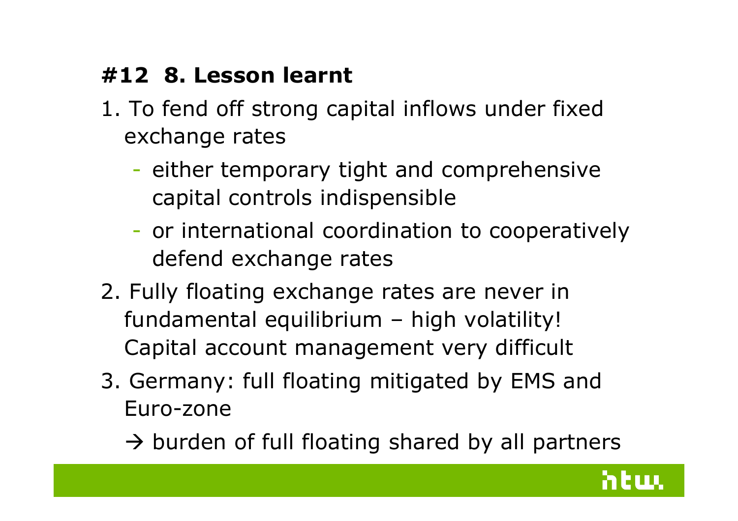## #12 8. Lesson learnt

1. To fend off strong capital inflows under fixed exchange rates
   - either temporary tight and comprehensive capital controls indispensible
   - or international coordination to cooperatively defend exchange rates
2. Fully floating exchange rates are never in fundamental equilibrium – high volatility! Capital account management very difficult
3. Germany: full floating mitigated by EMS and Euro-zone

   → burden of full floating shared by all partners